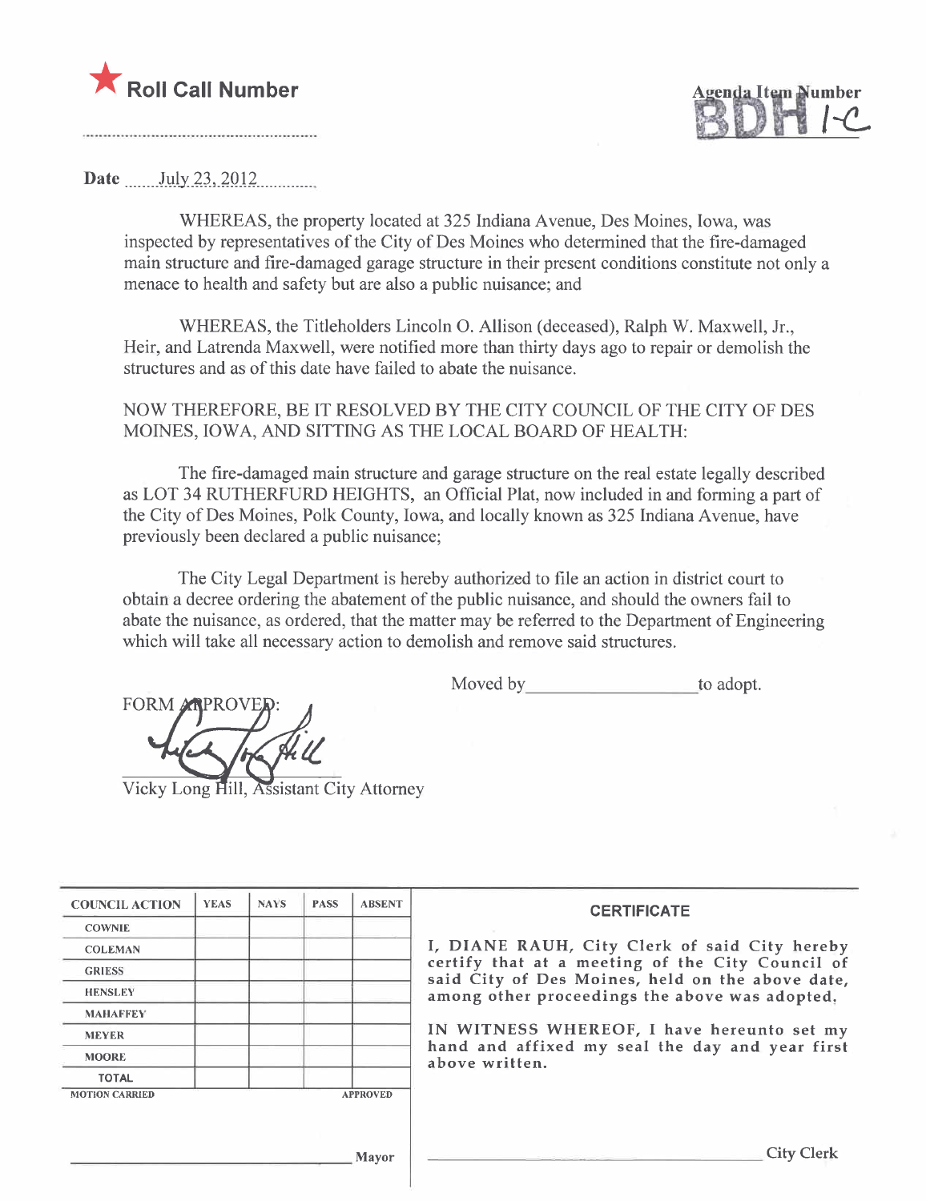★ **Roll Call Number**

..........................................................

Agenda Item Number
BDH 1-C

Date ......July 23, 2012..........

WHEREAS, the property located at 325 Indiana Avenue, Des Moines, Iowa, was inspected by representatives of the City of Des Moines who determined that the fire-damaged main structure and fire-damaged garage structure in their present conditions constitute not only a menace to health and safety but are also a public nuisance; and

WHEREAS, the Titleholders Lincoln O. Allison (deceased), Ralph W. Maxwell, Jr., Heir, and Latrenda Maxwell, were notified more than thirty days ago to repair or demolish the structures and as of this date have failed to abate the nuisance.

NOW THEREFORE, BE IT RESOLVED BY THE CITY COUNCIL OF THE CITY OF DES MOINES, IOWA, AND SITTING AS THE LOCAL BOARD OF HEALTH:

The fire-damaged main structure and garage structure on the real estate legally described as LOT 34 RUTHERFURD HEIGHTS, an Official Plat, now included in and forming a part of the City of Des Moines, Polk County, Iowa, and locally known as 325 Indiana Avenue, have previously been declared a public nuisance;

The City Legal Department is hereby authorized to file an action in district court to obtain a decree ordering the abatement of the public nuisance, and should the owners fail to abate the nuisance, as ordered, that the matter may be referred to the Department of Engineering which will take all necessary action to demolish and remove said structures.

Moved by__________________to adopt.

FORM APPROVED:

Vicky Long Hill, Assistant City Attorney

| COUNCIL ACTION | YEAS | NAYS | PASS | ABSENT |
|---|---|---|---|---|
| COWNIE | | | | |
| COLEMAN | | | | |
| GRIESS | | | | |
| HENSLEY | | | | |
| MAHAFFEY | | | | |
| MEYER | | | | |
| MOORE | | | | |
| TOTAL | | | | |

MOTION CARRIED APPROVED

______________________________ Mayor

**CERTIFICATE**

I, DIANE RAUH, City Clerk of said City hereby certify that at a meeting of the City Council of said City of Des Moines, held on the above date, among other proceedings the above was adopted.

IN WITNESS WHEREOF, I have hereunto set my hand and affixed my seal the day and year first above written.

______________________________ City Clerk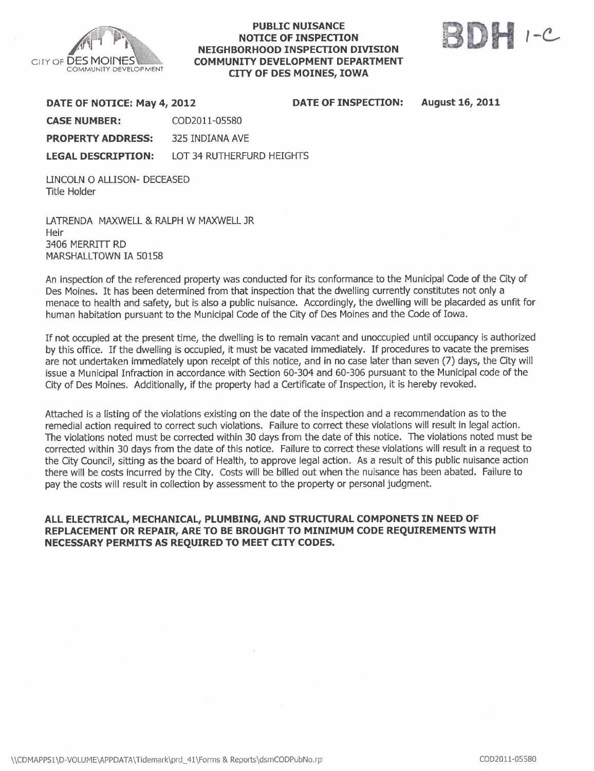CITY OF DES MOINES COMMUNITY DEVELOPMENT

**PUBLIC NUISANCE**
**NOTICE OF INSPECTION**
**NEIGHBORHOOD INSPECTION DIVISION**
**COMMUNITY DEVELOPMENT DEPARTMENT**
**CITY OF DES MOINES, IOWA**

BDH 1-C

**DATE OF NOTICE: May 4, 2012** **DATE OF INSPECTION: August 16, 2011**

**CASE NUMBER:** COD2011-05580

**PROPERTY ADDRESS:** 325 INDIANA AVE

**LEGAL DESCRIPTION:** LOT 34 RUTHERFURD HEIGHTS

LINCOLN O ALLISON- DECEASED
Title Holder

LATRENDA MAXWELL & RALPH W MAXWELL JR
Heir
3406 MERRITT RD
MARSHALLTOWN IA 50158

An inspection of the referenced property was conducted for its conformance to the Municipal Code of the City of Des Moines. It has been determined from that inspection that the dwelling currently constitutes not only a menace to health and safety, but is also a public nuisance. Accordingly, the dwelling will be placarded as unfit for human habitation pursuant to the Municipal Code of the City of Des Moines and the Code of Iowa.

If not occupied at the present time, the dwelling is to remain vacant and unoccupied until occupancy is authorized by this office. If the dwelling is occupied, it must be vacated immediately. If procedures to vacate the premises are not undertaken immediately upon receipt of this notice, and in no case later than seven (7) days, the City will issue a Municipal Infraction in accordance with Section 60-304 and 60-306 pursuant to the Municipal code of the City of Des Moines. Additionally, if the property had a Certificate of Inspection, it is hereby revoked.

Attached is a listing of the violations existing on the date of the inspection and a recommendation as to the remedial action required to correct such violations. Failure to correct these violations will result in legal action. The violations noted must be corrected within 30 days from the date of this notice. The violations noted must be corrected within 30 days from the date of this notice. Failure to correct these violations will result in a request to the City Council, sitting as the board of Health, to approve legal action. As a result of this public nuisance action there will be costs incurred by the City. Costs will be billed out when the nuisance has been abated. Failure to pay the costs will result in collection by assessment to the property or personal judgment.

**ALL ELECTRICAL, MECHANICAL, PLUMBING, AND STRUCTURAL COMPONETS IN NEED OF REPLACEMENT OR REPAIR, ARE TO BE BROUGHT TO MINIMUM CODE REQUIREMENTS WITH NECESSARY PERMITS AS REQUIRED TO MEET CITY CODES.**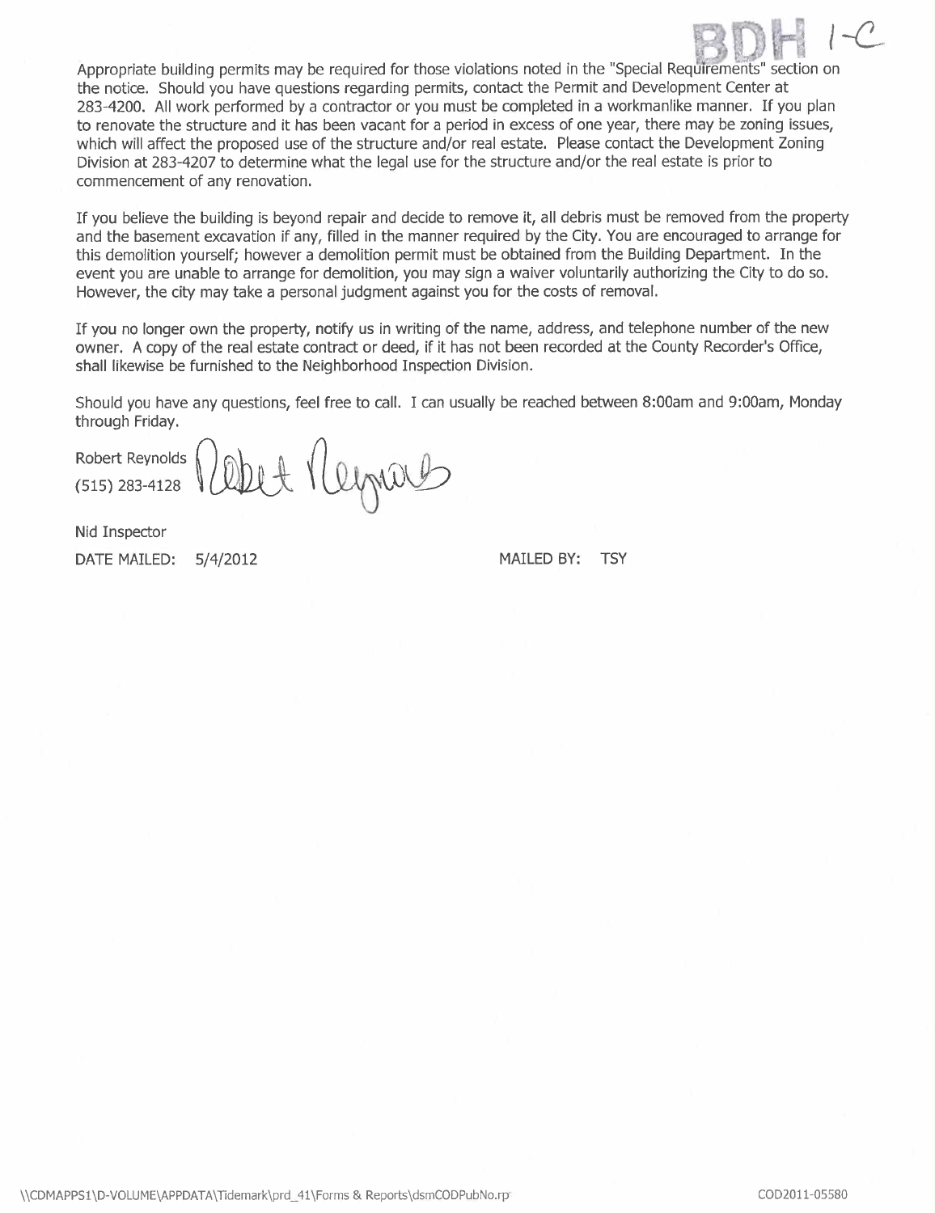BDH 1-C

Appropriate building permits may be required for those violations noted in the "Special Requirements" section on the notice. Should you have questions regarding permits, contact the Permit and Development Center at 283-4200. All work performed by a contractor or you must be completed in a workmanlike manner. If you plan to renovate the structure and it has been vacant for a period in excess of one year, there may be zoning issues, which will affect the proposed use of the structure and/or real estate. Please contact the Development Zoning Division at 283-4207 to determine what the legal use for the structure and/or the real estate is prior to commencement of any renovation.

If you believe the building is beyond repair and decide to remove it, all debris must be removed from the property and the basement excavation if any, filled in the manner required by the City. You are encouraged to arrange for this demolition yourself; however a demolition permit must be obtained from the Building Department. In the event you are unable to arrange for demolition, you may sign a waiver voluntarily authorizing the City to do so. However, the city may take a personal judgment against you for the costs of removal.

If you no longer own the property, notify us in writing of the name, address, and telephone number of the new owner. A copy of the real estate contract or deed, if it has not been recorded at the County Recorder's Office, shall likewise be furnished to the Neighborhood Inspection Division.

Should you have any questions, feel free to call. I can usually be reached between 8:00am and 9:00am, Monday through Friday.

Robert Reynolds
(515) 283-4128

Robert Reynolds

Nid Inspector

DATE MAILED: 5/4/2012 MAILED BY: TSY

\\CDMAPPS1\D-VOLUME\APPDATA\Tidemark\prd_41\Forms & Reports\dsmCODPubNo.rpt

COD2011-05580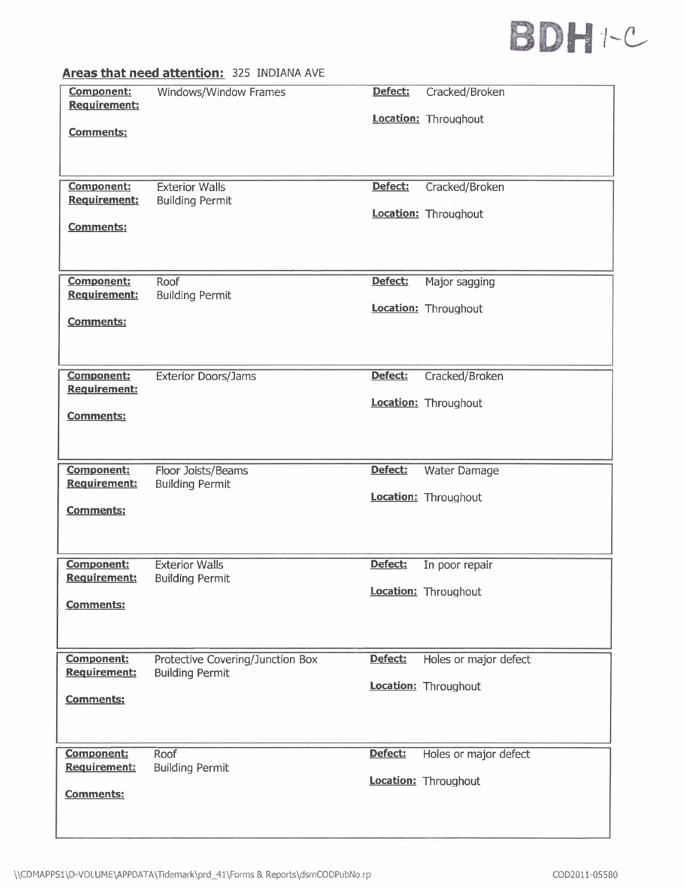BDH 1-C

**Areas that need attention:** 325 INDIANA AVE

| | | | |
|---|---|---|---|
| **Component:** | Windows/Window Frames | **Defect:** | Cracked/Broken |
| **Requirement:** | | **Location:** | Throughout |
| **Comments:** | | | |

| | | | |
|---|---|---|---|
| **Component:** | Exterior Walls | **Defect:** | Cracked/Broken |
| **Requirement:** | Building Permit | **Location:** | Throughout |
| **Comments:** | | | |

| | | | |
|---|---|---|---|
| **Component:** | Roof | **Defect:** | Major sagging |
| **Requirement:** | Building Permit | **Location:** | Throughout |
| **Comments:** | | | |

| | | | |
|---|---|---|---|
| **Component:** | Exterior Doors/Jams | **Defect:** | Cracked/Broken |
| **Requirement:** | | **Location:** | Throughout |
| **Comments:** | | | |

| | | | |
|---|---|---|---|
| **Component:** | Floor Joists/Beams | **Defect:** | Water Damage |
| **Requirement:** | Building Permit | **Location:** | Throughout |
| **Comments:** | | | |

| | | | |
|---|---|---|---|
| **Component:** | Exterior Walls | **Defect:** | In poor repair |
| **Requirement:** | Building Permit | **Location:** | Throughout |
| **Comments:** | | | |

| | | | |
|---|---|---|---|
| **Component:** | Protective Covering/Junction Box | **Defect:** | Holes or major defect |
| **Requirement:** | Building Permit | **Location:** | Throughout |
| **Comments:** | | | |

| | | | |
|---|---|---|---|
| **Component:** | Roof | **Defect:** | Holes or major defect |
| **Requirement:** | Building Permit | **Location:** | Throughout |
| **Comments:** | | | |

\\CDMAPPS1\D-VOLUME\APPDATA\Tidemark\prd_41\Forms & Reports\dsmCODPubNo.rp

COD2011-05580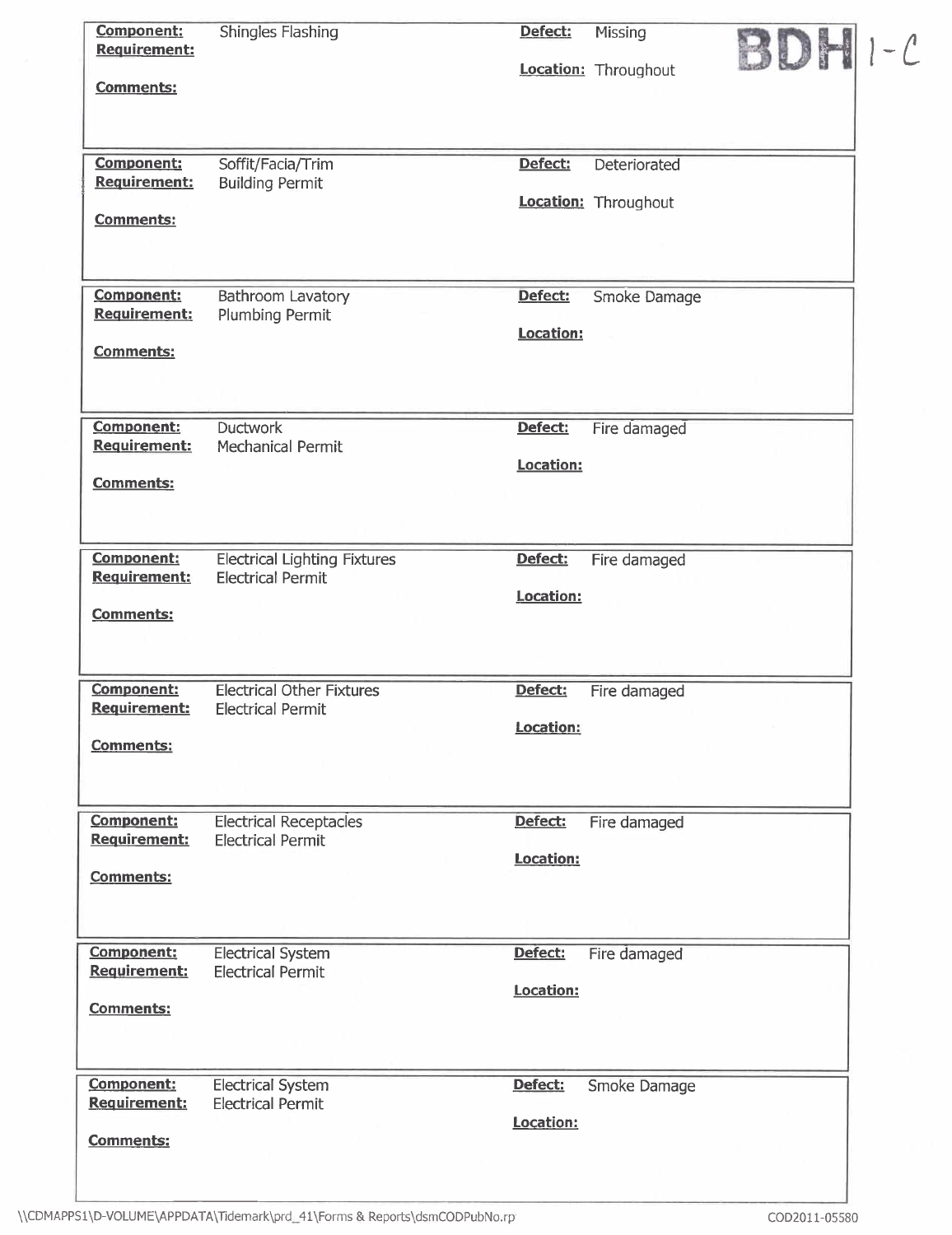BDH 1-C

| Component: | Shingles Flashing | Defect: | Missing |
|---|---|---|---|
| Requirement: | | Location: | Throughout |
| Comments: | | | |

| Component: | Soffit/Facia/Trim | Defect: | Deteriorated |
|---|---|---|---|
| Requirement: | Building Permit | Location: | Throughout |
| Comments: | | | |

| Component: | Bathroom Lavatory | Defect: | Smoke Damage |
|---|---|---|---|
| Requirement: | Plumbing Permit | Location: | |
| Comments: | | | |

| Component: | Ductwork | Defect: | Fire damaged |
|---|---|---|---|
| Requirement: | Mechanical Permit | Location: | |
| Comments: | | | |

| Component: | Electrical Lighting Fixtures | Defect: | Fire damaged |
|---|---|---|---|
| Requirement: | Electrical Permit | Location: | |
| Comments: | | | |

| Component: | Electrical Other Fixtures | Defect: | Fire damaged |
|---|---|---|---|
| Requirement: | Electrical Permit | Location: | |
| Comments: | | | |

| Component: | Electrical Receptacles | Defect: | Fire damaged |
|---|---|---|---|
| Requirement: | Electrical Permit | Location: | |
| Comments: | | | |

| Component: | Electrical System | Defect: | Fire damaged |
|---|---|---|---|
| Requirement: | Electrical Permit | Location: | |
| Comments: | | | |

| Component: | Electrical System | Defect: | Smoke Damage |
|---|---|---|---|
| Requirement: | Electrical Permit | Location: | |
| Comments: | | | |

\\CDMAPPS1\D-VOLUME\APPDATA\Tidemark\prd_41\Forms & Reports\dsmCODPubNo.rp

COD2011-05580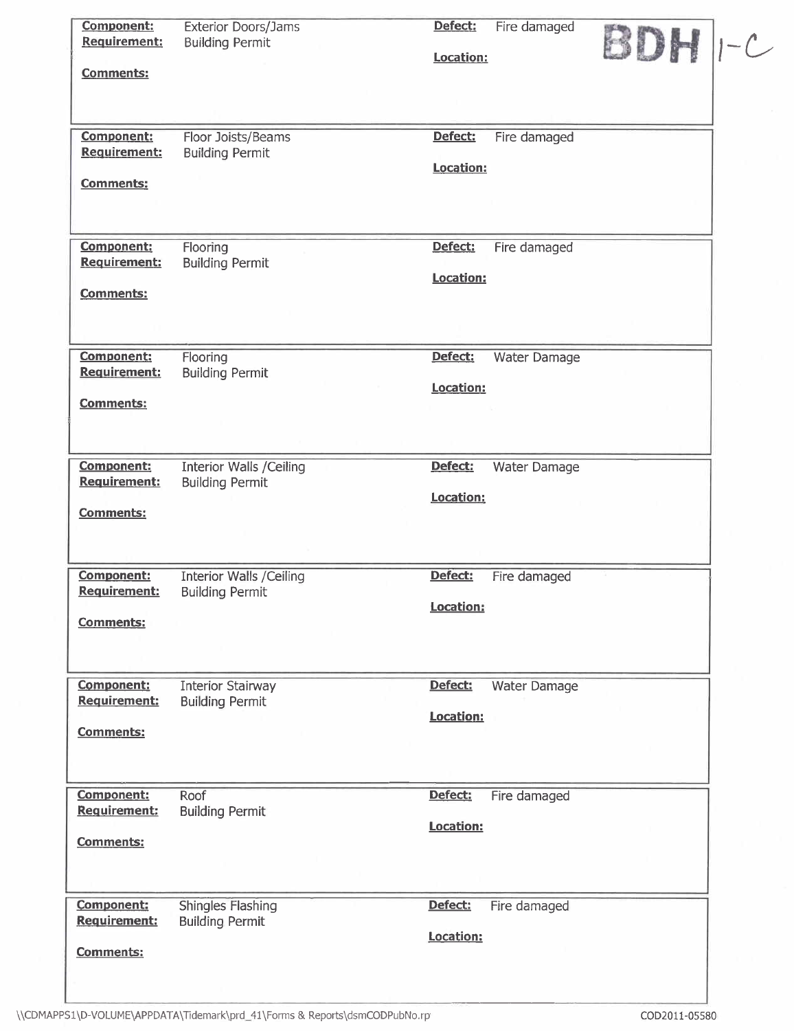BDH 1-C

**Component:** Exterior Doors/Jams
**Requirement:** Building Permit
**Defect:** Fire damaged
**Location:**
**Comments:**

---

**Component:** Floor Joists/Beams
**Requirement:** Building Permit
**Defect:** Fire damaged
**Location:**
**Comments:**

---

**Component:** Flooring
**Requirement:** Building Permit
**Defect:** Fire damaged
**Location:**
**Comments:**

---

**Component:** Flooring
**Requirement:** Building Permit
**Defect:** Water Damage
**Location:**
**Comments:**

---

**Component:** Interior Walls /Ceiling
**Requirement:** Building Permit
**Defect:** Water Damage
**Location:**
**Comments:**

---

**Component:** Interior Walls /Ceiling
**Requirement:** Building Permit
**Defect:** Fire damaged
**Location:**
**Comments:**

---

**Component:** Interior Stairway
**Requirement:** Building Permit
**Defect:** Water Damage
**Location:**
**Comments:**

---

**Component:** Roof
**Requirement:** Building Permit
**Defect:** Fire damaged
**Location:**
**Comments:**

---

**Component:** Shingles Flashing
**Requirement:** Building Permit
**Defect:** Fire damaged
**Location:**
**Comments:**

\\CDMAPPS1\D-VOLUME\APPDATA\Tidemark\prd_41\Forms & Reports\dsmCODPubNo.rp

COD2011-05580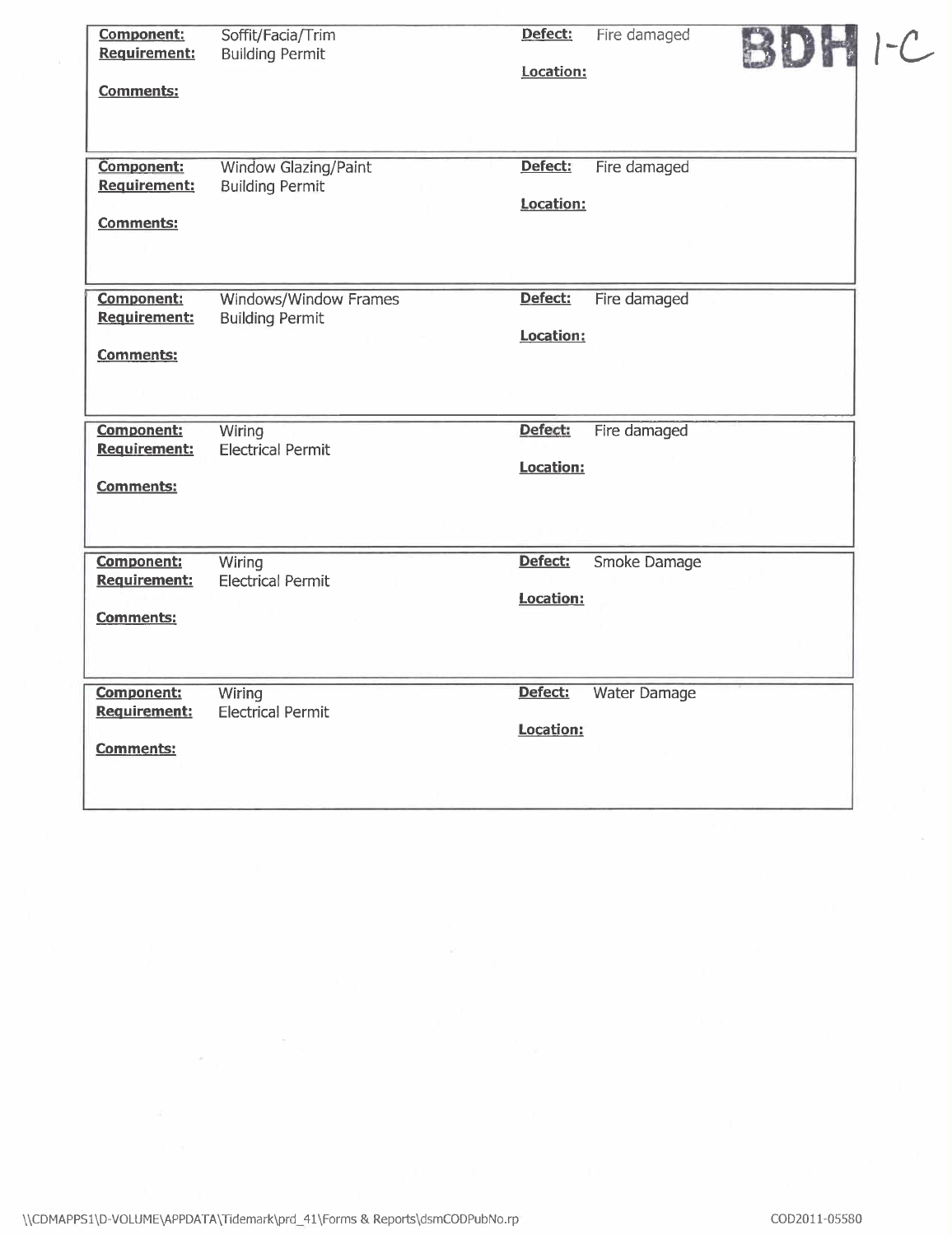BDH 1-C

| | | | |
|---|---|---|---|
| **Component:** | Soffit/Facia/Trim | **Defect:** | Fire damaged |
| **Requirement:** | Building Permit | **Location:** | |
| **Comments:** | | | |

| | | | |
|---|---|---|---|
| **Component:** | Window Glazing/Paint | **Defect:** | Fire damaged |
| **Requirement:** | Building Permit | **Location:** | |
| **Comments:** | | | |

| | | | |
|---|---|---|---|
| **Component:** | Windows/Window Frames | **Defect:** | Fire damaged |
| **Requirement:** | Building Permit | **Location:** | |
| **Comments:** | | | |

| | | | |
|---|---|---|---|
| **Component:** | Wiring | **Defect:** | Fire damaged |
| **Requirement:** | Electrical Permit | **Location:** | |
| **Comments:** | | | |

| | | | |
|---|---|---|---|
| **Component:** | Wiring | **Defect:** | Smoke Damage |
| **Requirement:** | Electrical Permit | **Location:** | |
| **Comments:** | | | |

| | | | |
|---|---|---|---|
| **Component:** | Wiring | **Defect:** | Water Damage |
| **Requirement:** | Electrical Permit | **Location:** | |
| **Comments:** | | | |

\\CDMAPPS1\D-VOLUME\APPDATA\Tidemark\prd_41\Forms & Reports\dsmCODPubNo.rp

COD2011-05580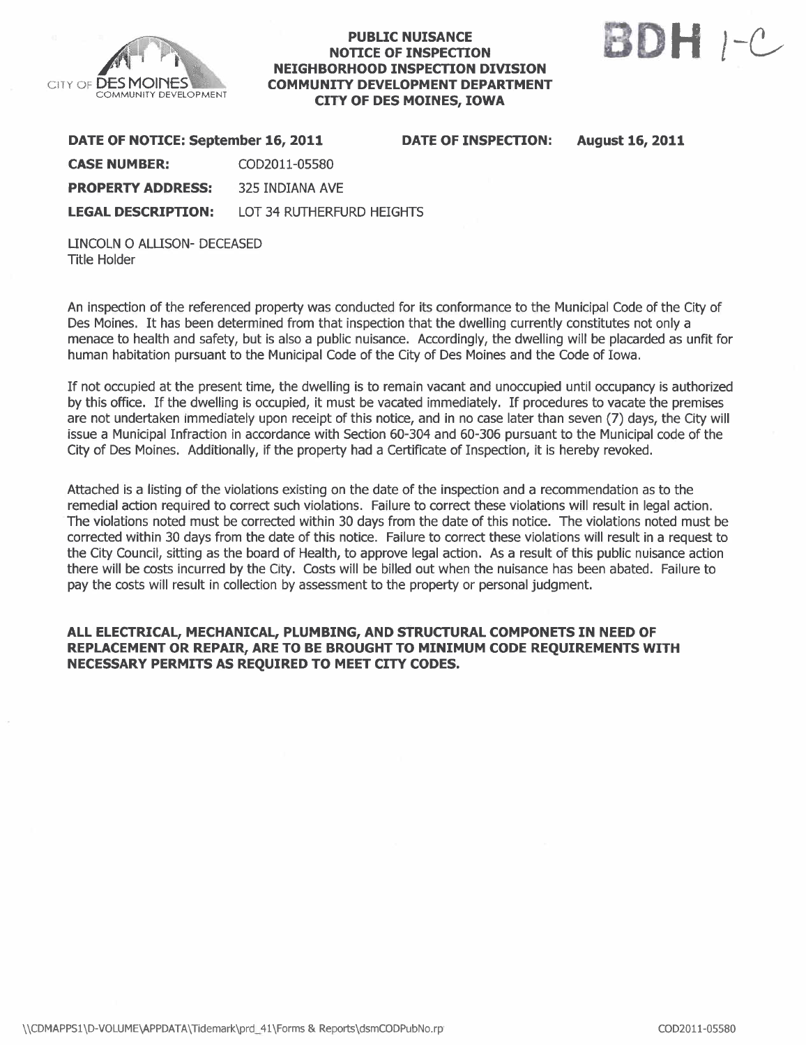CITY OF DES MOINES
COMMUNITY DEVELOPMENT

**PUBLIC NUISANCE**
**NOTICE OF INSPECTION**
**NEIGHBORHOOD INSPECTION DIVISION**
**COMMUNITY DEVELOPMENT DEPARTMENT**
**CITY OF DES MOINES, IOWA**

BDH 1-C

**DATE OF NOTICE: September 16, 2011** **DATE OF INSPECTION: August 16, 2011**

**CASE NUMBER:** COD2011-05580

**PROPERTY ADDRESS:** 325 INDIANA AVE

**LEGAL DESCRIPTION:** LOT 34 RUTHERFURD HEIGHTS

LINCOLN O ALLISON- DECEASED
Title Holder

An inspection of the referenced property was conducted for its conformance to the Municipal Code of the City of Des Moines. It has been determined from that inspection that the dwelling currently constitutes not only a menace to health and safety, but is also a public nuisance. Accordingly, the dwelling will be placarded as unfit for human habitation pursuant to the Municipal Code of the City of Des Moines and the Code of Iowa.

If not occupied at the present time, the dwelling is to remain vacant and unoccupied until occupancy is authorized by this office. If the dwelling is occupied, it must be vacated immediately. If procedures to vacate the premises are not undertaken immediately upon receipt of this notice, and in no case later than seven (7) days, the City will issue a Municipal Infraction in accordance with Section 60-304 and 60-306 pursuant to the Municipal code of the City of Des Moines. Additionally, if the property had a Certificate of Inspection, it is hereby revoked.

Attached is a listing of the violations existing on the date of the inspection and a recommendation as to the remedial action required to correct such violations. Failure to correct these violations will result in legal action. The violations noted must be corrected within 30 days from the date of this notice. The violations noted must be corrected within 30 days from the date of this notice. Failure to correct these violations will result in a request to the City Council, sitting as the board of Health, to approve legal action. As a result of this public nuisance action there will be costs incurred by the City. Costs will be billed out when the nuisance has been abated. Failure to pay the costs will result in collection by assessment to the property or personal judgment.

**ALL ELECTRICAL, MECHANICAL, PLUMBING, AND STRUCTURAL COMPONETS IN NEED OF REPLACEMENT OR REPAIR, ARE TO BE BROUGHT TO MINIMUM CODE REQUIREMENTS WITH NECESSARY PERMITS AS REQUIRED TO MEET CITY CODES.**

\\CDMAPPS1\D-VOLUME\APPDATA\Tidemark\prd_41\Forms & Reports\dsmCODPubNo.rp COD2011-05580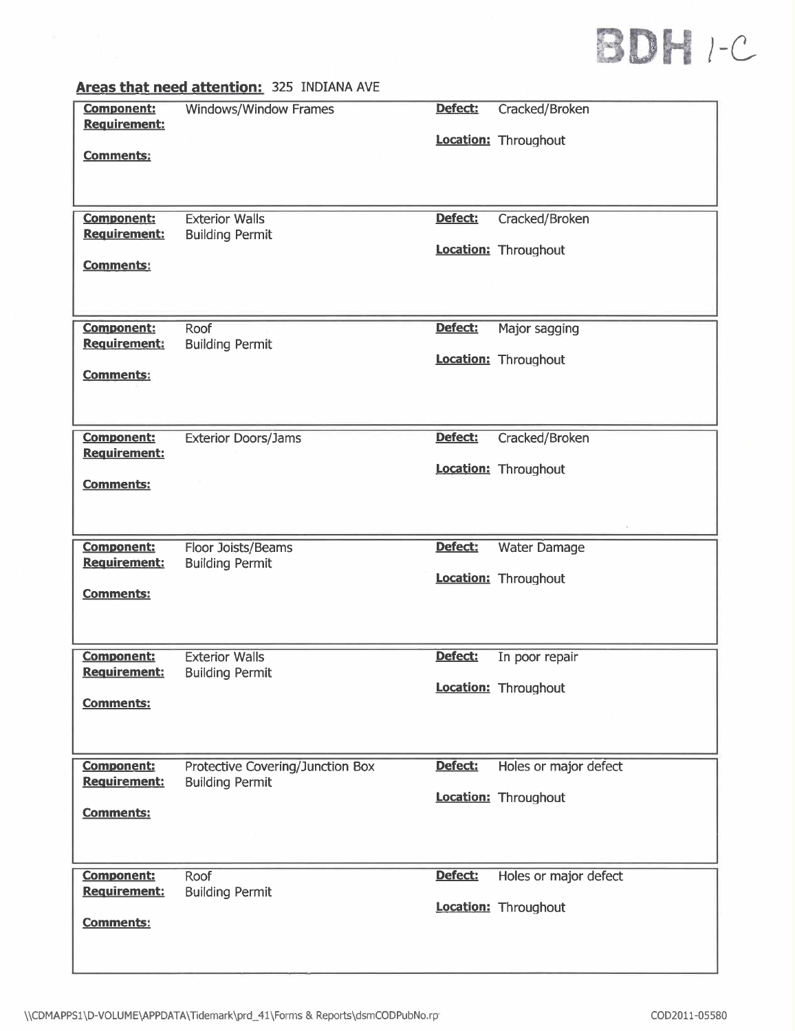BDH 1-C

**Areas that need attention:** 325 INDIANA AVE

| Component | Requirement | Defect | Location | Comments |
|---|---|---|---|---|
| Windows/Window Frames | | Cracked/Broken | Throughout | |
| Exterior Walls | Building Permit | Cracked/Broken | Throughout | |
| Roof | Building Permit | Major sagging | Throughout | |
| Exterior Doors/Jams | | Cracked/Broken | Throughout | |
| Floor Joists/Beams | Building Permit | Water Damage | Throughout | |
| Exterior Walls | Building Permit | In poor repair | Throughout | |
| Protective Covering/Junction Box | Building Permit | Holes or major defect | Throughout | |
| Roof | Building Permit | Holes or major defect | Throughout | |

\\CDMAPPS1\D-VOLUME\APPDATA\Tidemark\prd_41\Forms & Reports\dsmCODPubNo.rp

COD2011-05580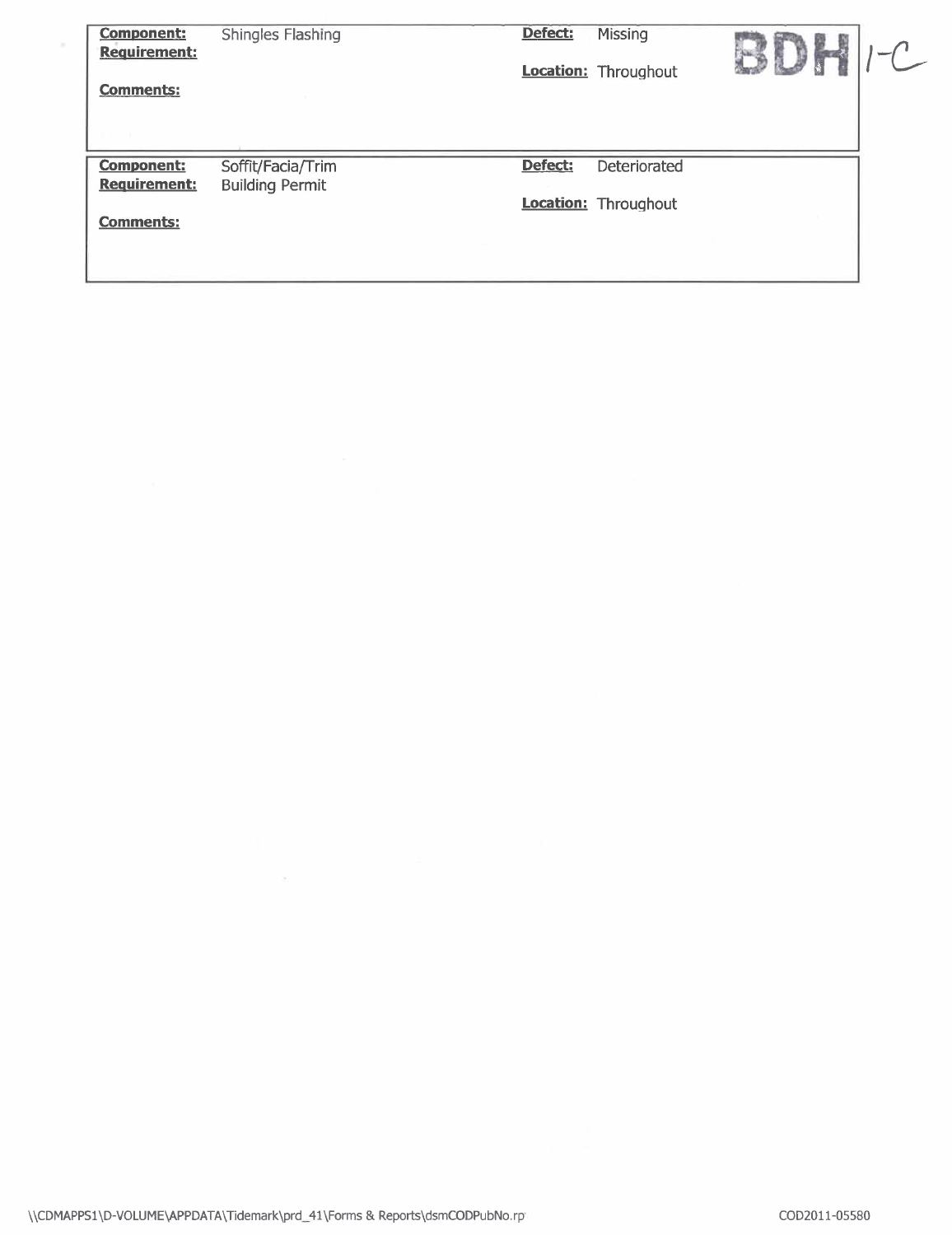| **Component:** | Shingles Flashing | **Defect:** | Missing |
|---|---|---|---|
| **Requirement:** | | **Location:** | Throughout |
| **Comments:** | | | |

BDH 1-C

| **Component:** | Soffit/Facia/Trim | **Defect:** | Deteriorated |
|---|---|---|---|
| **Requirement:** | Building Permit | **Location:** | Throughout |
| **Comments:** | | | |

\\CDMAPPS1\D-VOLUME\APPDATA\Tidemark\prd_41\Forms & Reports\dsmCODPubNo.rp

COD2011-05580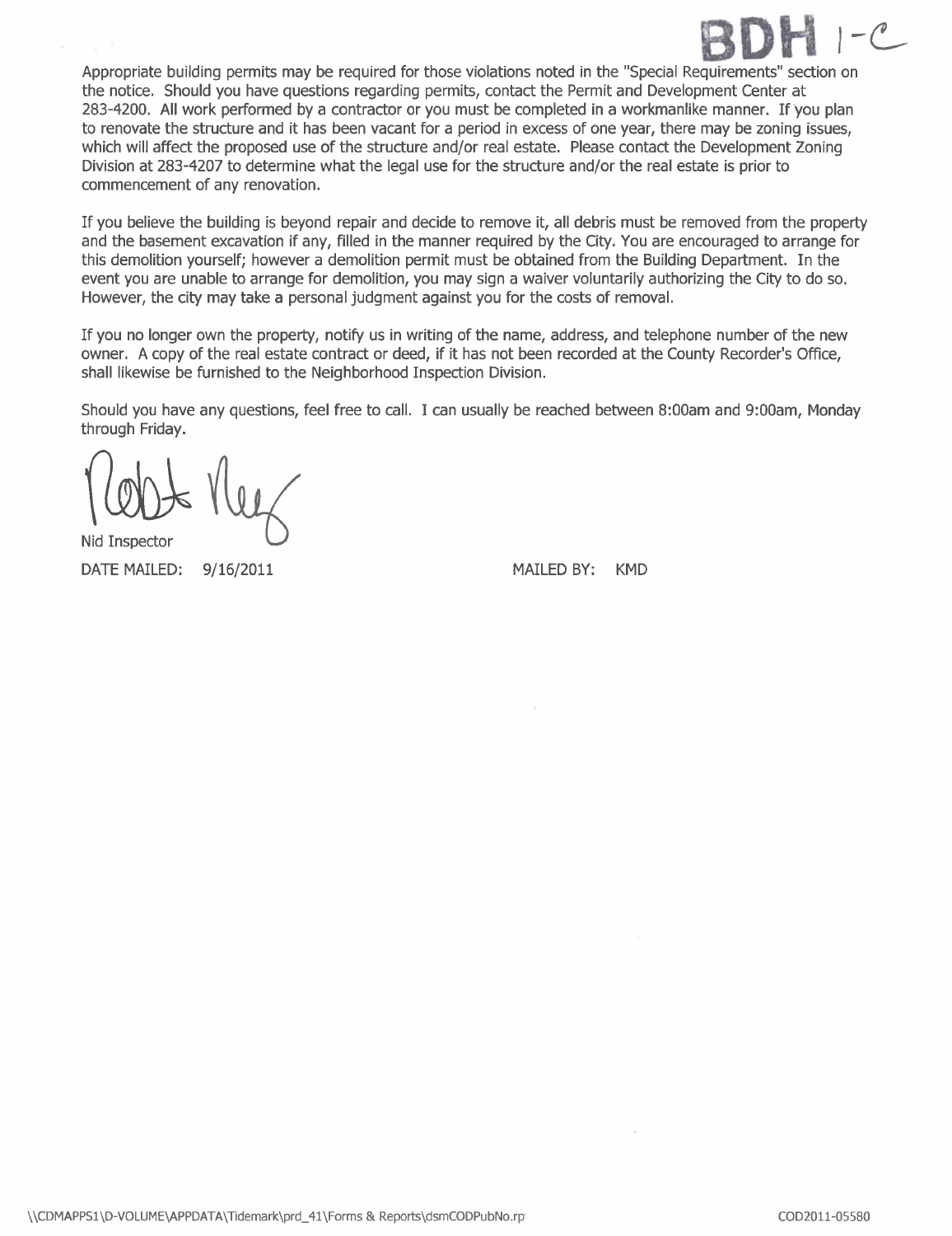BDH 1-C

Appropriate building permits may be required for those violations noted in the "Special Requirements" section on the notice. Should you have questions regarding permits, contact the Permit and Development Center at 283-4200. All work performed by a contractor or you must be completed in a workmanlike manner. If you plan to renovate the structure and it has been vacant for a period in excess of one year, there may be zoning issues, which will affect the proposed use of the structure and/or real estate. Please contact the Development Zoning Division at 283-4207 to determine what the legal use for the structure and/or the real estate is prior to commencement of any renovation.

If you believe the building is beyond repair and decide to remove it, all debris must be removed from the property and the basement excavation if any, filled in the manner required by the City. You are encouraged to arrange for this demolition yourself; however a demolition permit must be obtained from the Building Department. In the event you are unable to arrange for demolition, you may sign a waiver voluntarily authorizing the City to do so. However, the city may take a personal judgment against you for the costs of removal.

If you no longer own the property, notify us in writing of the name, address, and telephone number of the new owner. A copy of the real estate contract or deed, if it has not been recorded at the County Recorder's Office, shall likewise be furnished to the Neighborhood Inspection Division.

Should you have any questions, feel free to call. I can usually be reached between 8:00am and 9:00am, Monday through Friday.

Nid Inspector

DATE MAILED: 9/16/2011 MAILED BY: KMD

\\CDMAPPS1\D-VOLUME\APPDATA\Tidemark\prd_41\Forms & Reports\dsmCODPubNo.rp

COD2011-05580